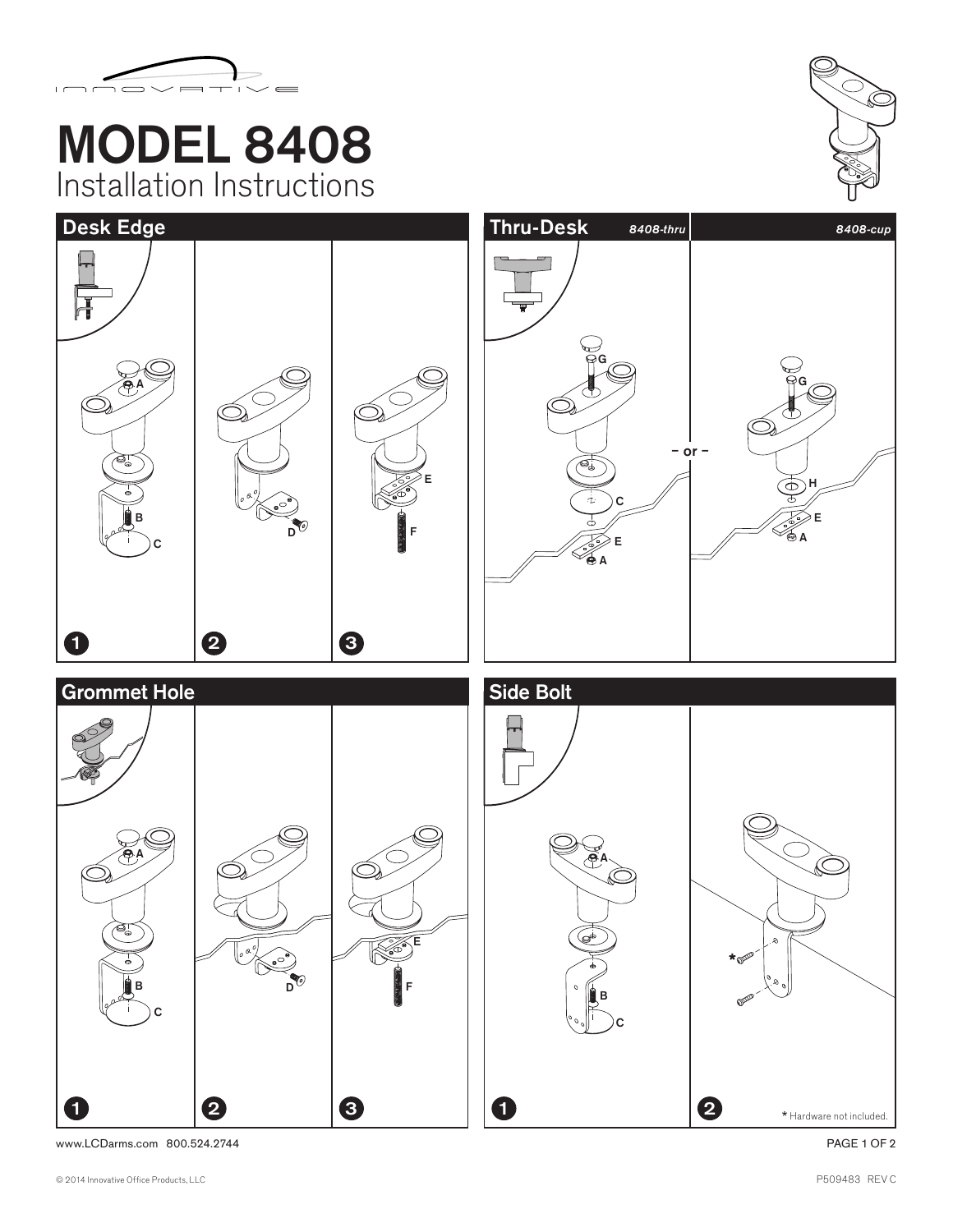# MODEL 8408

## Installation Instructions

## Desk Edge

A

B

C

D

E

F

1 2 3

## Thru-Desk

*8408-thru*

G

C

E

A

– or –

*8408-cup*

G

H

E

A

## Grommet Hole

A

B

C

D

E

F

1 2 3

## Side Bolt

A

B

C

*

1 2

* Hardware not included.

www.LCDarms.com 800.524.2744

© 2014 Innovative Office Products, LLC

P509483 REV C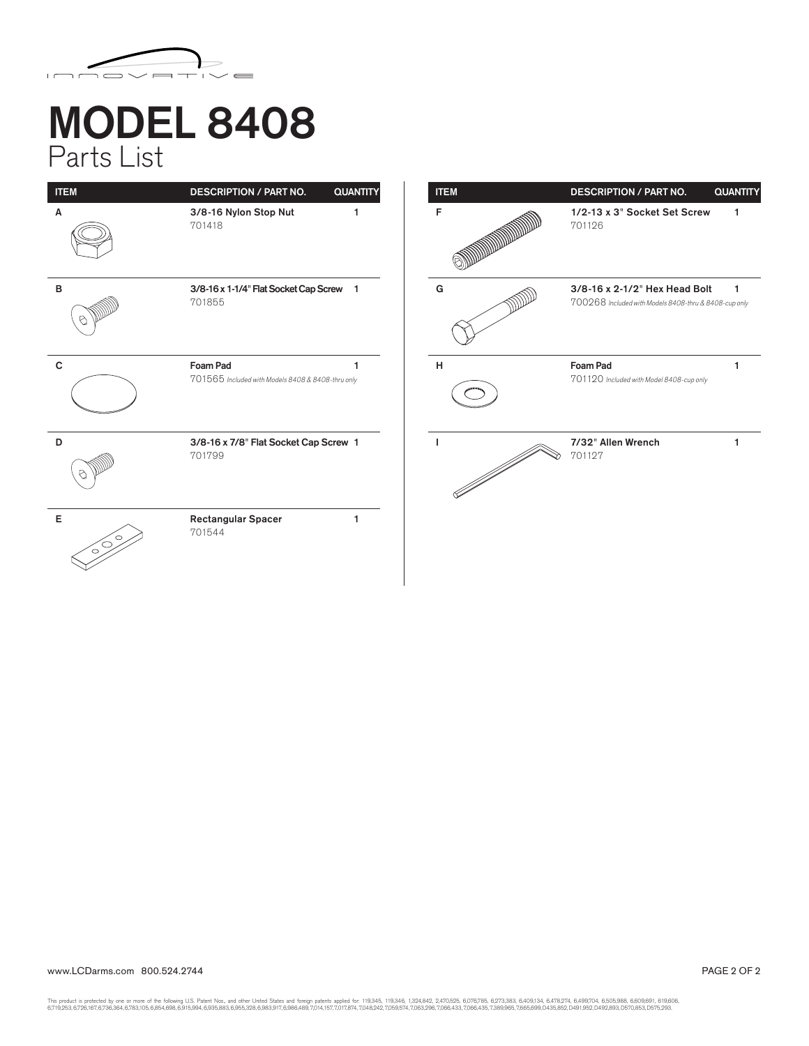# MODEL 8408
## Parts List

| ITEM | DESCRIPTION / PART NO. | QUANTITY |
|---|---|---|
| A | **3/8-16 Nylon Stop Nut** 701418 | 1 |
| B | **3/8-16 x 1-1/4" Flat Socket Cap Screw** 701855 | 1 |
| C | **Foam Pad** 701565 *Included with Models 8408 & 8408-thru only* | 1 |
| D | **3/8-16 x 7/8" Flat Socket Cap Screw** 701799 | 1 |
| E | **Rectangular Spacer** 701544 | 1 |
| F | **1/2-13 x 3" Socket Set Screw** 701126 | 1 |
| G | **3/8-16 x 2-1/2" Hex Head Bolt** 700268 *Included with Models 8408-thru & 8408-cup only* | 1 |
| H | **Foam Pad** 701120 *Included with Model 8408-cup only* | 1 |
| I | **7/32" Allen Wrench** 701127 | 1 |

www.LCDarms.com 800.524.2744

This product is protected by one or more of the following U.S. Patent Nos., and other United States and foreign patents applied for: 119,345, 119,346, 1,324,842, 2,470,525, 6,076,785, 6,273,383, 6,409,134, 6,478,274, 6,499,704, 6,505,988, 6,609,691, 619,606, 6,719,253, 6,726,167, 6,736,364, 6,783,105, 6,854,698, 6,915,994, 6,935,883, 6,955,328, 6,983,917, 6,986,489, 7,014,157, 7,017,874, 7,048,242, 7,059,574, 7,063,296, 7,066,433, 7,066,435, 7,389,965, 7,665,699, D435,852, D491,952, D492,893, D570,853, D575,293.